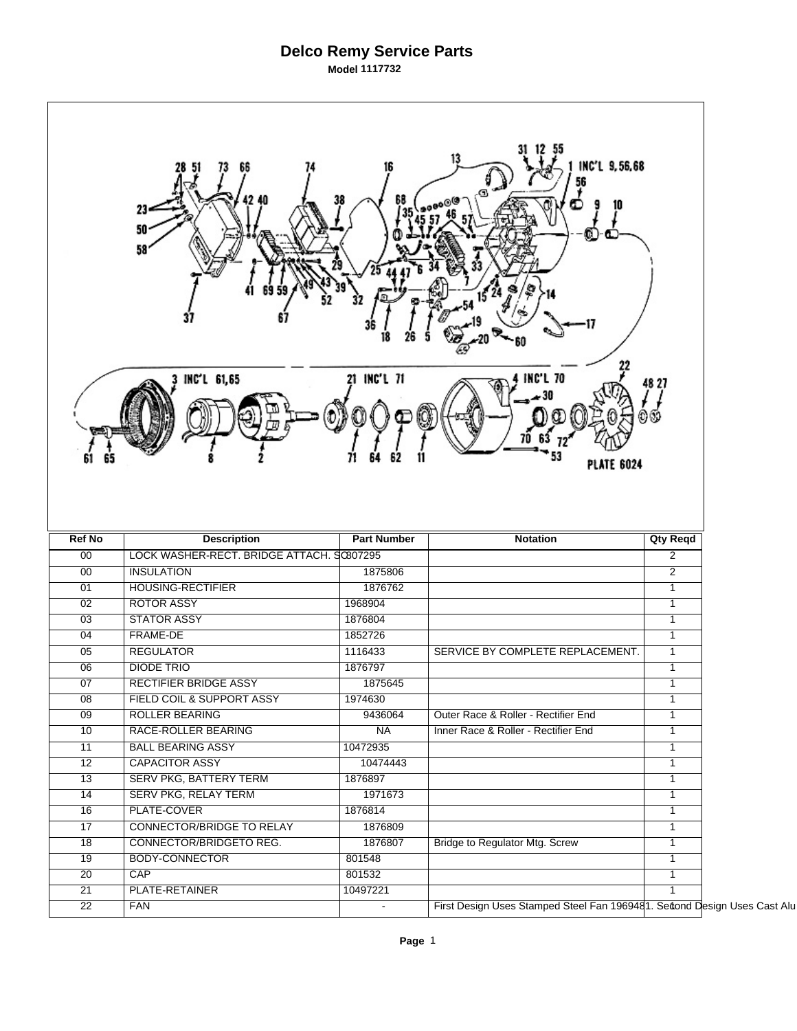# Delco Remy Service Parts

**Model 1117732**

| Ref No | Description | Part Number | Notation | Qty Reqd |
|---|---|---|---|---|
| 00 | LOCK WASHER-RECT. BRIDGE ATTACH. SC | 807295 | | 2 |
| 00 | INSULATION | 1875806 | | 2 |
| 01 | HOUSING-RECTIFIER | 1876762 | | 1 |
| 02 | ROTOR ASSY | 1968904 | | 1 |
| 03 | STATOR ASSY | 1876804 | | 1 |
| 04 | FRAME-DE | 1852726 | | 1 |
| 05 | REGULATOR | 1116433 | SERVICE BY COMPLETE REPLACEMENT. | 1 |
| 06 | DIODE TRIO | 1876797 | | 1 |
| 07 | RECTIFIER BRIDGE ASSY | 1875645 | | 1 |
| 08 | FIELD COIL & SUPPORT ASSY | 1974630 | | 1 |
| 09 | ROLLER BEARING | 9436064 | Outer Race & Roller - Rectifier End | 1 |
| 10 | RACE-ROLLER BEARING | NA | Inner Race & Roller - Rectifier End | 1 |
| 11 | BALL BEARING ASSY | 10472935 | | 1 |
| 12 | CAPACITOR ASSY | 10474443 | | 1 |
| 13 | SERV PKG, BATTERY TERM | 1876897 | | 1 |
| 14 | SERV PKG, RELAY TERM | 1971673 | | 1 |
| 16 | PLATE-COVER | 1876814 | | 1 |
| 17 | CONNECTOR/BRIDGE TO RELAY | 1876809 | | 1 |
| 18 | CONNECTOR/BRIDGETO REG. | 1876807 | Bridge to Regulator Mtg. Screw | 1 |
| 19 | BODY-CONNECTOR | 801548 | | 1 |
| 20 | CAP | 801532 | | 1 |
| 21 | PLATE-RETAINER | 10497221 | | 1 |
| 22 | FAN | - | First Design Uses Stamped Steel Fan 1969481. Second Design Uses Cast Alu | 1 |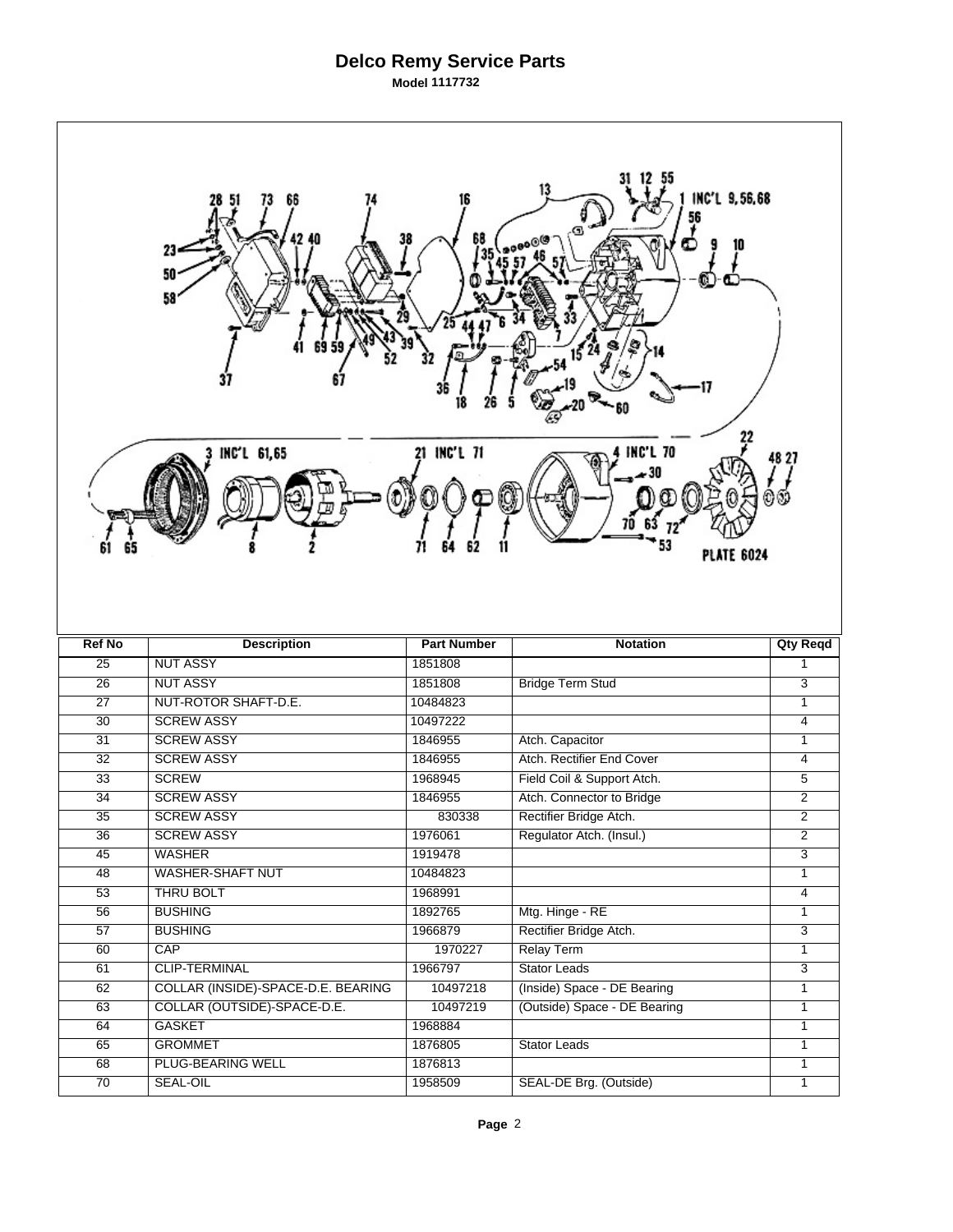# Delco Remy Service Parts

**Model 1117732**

| Ref No | Description | Part Number | Notation | Qty Reqd |
|---|---|---|---|---|
| 25 | NUT ASSY | 1851808 | | 1 |
| 26 | NUT ASSY | 1851808 | Bridge Term Stud | 3 |
| 27 | NUT-ROTOR SHAFT-D.E. | 10484823 | | 1 |
| 30 | SCREW ASSY | 10497222 | | 4 |
| 31 | SCREW ASSY | 1846955 | Atch. Capacitor | 1 |
| 32 | SCREW ASSY | 1846955 | Atch. Rectifier End Cover | 4 |
| 33 | SCREW | 1968945 | Field Coil & Support Atch. | 5 |
| 34 | SCREW ASSY | 1846955 | Atch. Connector to Bridge | 2 |
| 35 | SCREW ASSY | 830338 | Rectifier Bridge Atch. | 2 |
| 36 | SCREW ASSY | 1976061 | Regulator Atch. (Insul.) | 2 |
| 45 | WASHER | 1919478 | | 3 |
| 48 | WASHER-SHAFT NUT | 10484823 | | 1 |
| 53 | THRU BOLT | 1968991 | | 4 |
| 56 | BUSHING | 1892765 | Mtg. Hinge - RE | 1 |
| 57 | BUSHING | 1966879 | Rectifier Bridge Atch. | 3 |
| 60 | CAP | 1970227 | Relay Term | 1 |
| 61 | CLIP-TERMINAL | 1966797 | Stator Leads | 3 |
| 62 | COLLAR (INSIDE)-SPACE-D.E. BEARING | 10497218 | (Inside) Space - DE Bearing | 1 |
| 63 | COLLAR (OUTSIDE)-SPACE-D.E. | 10497219 | (Outside) Space - DE Bearing | 1 |
| 64 | GASKET | 1968884 | | 1 |
| 65 | GROMMET | 1876805 | Stator Leads | 1 |
| 68 | PLUG-BEARING WELL | 1876813 | | 1 |
| 70 | SEAL-OIL | 1958509 | SEAL-DE Brg. (Outside) | 1 |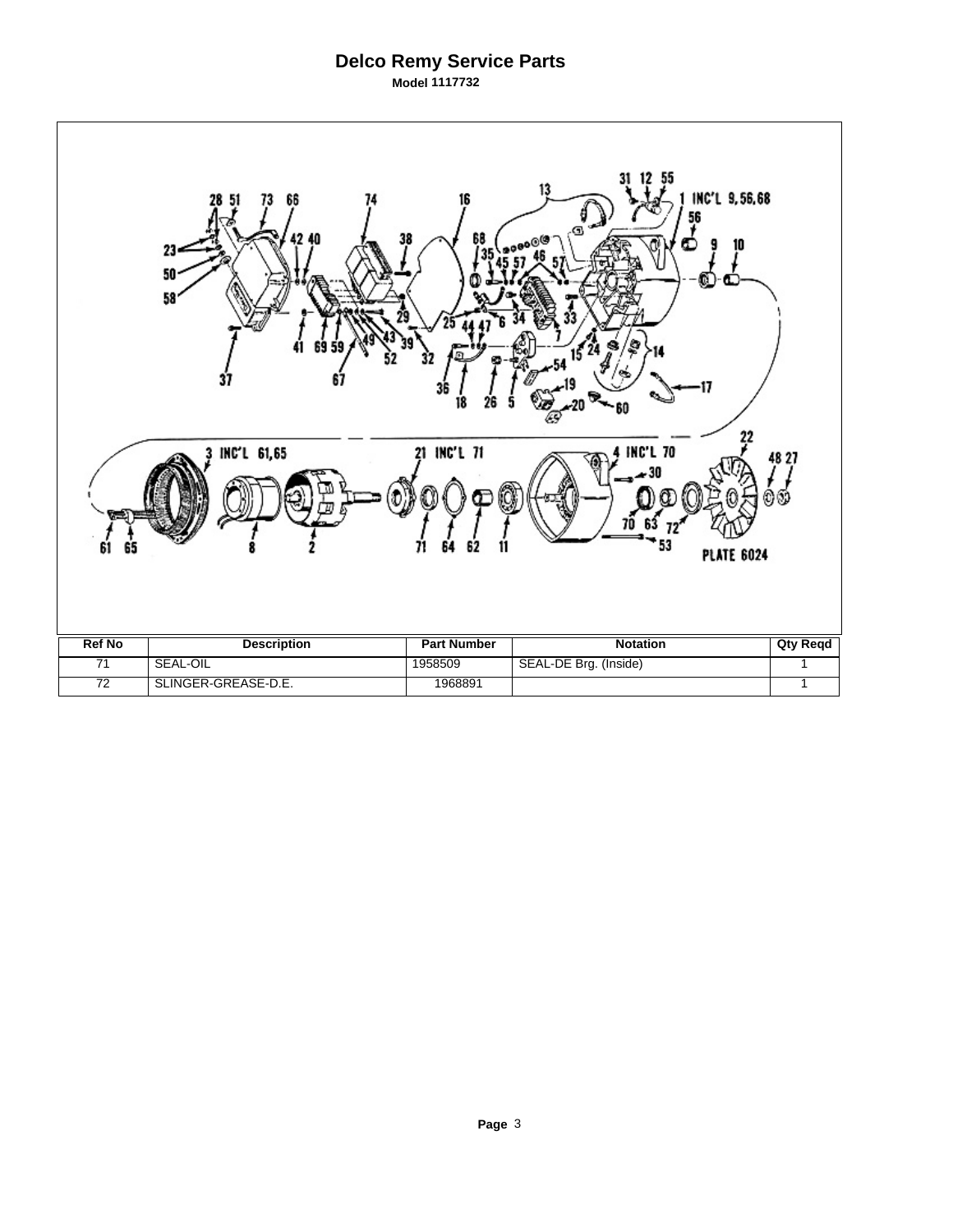# Delco Remy Service Parts

**Model 1117732**

| Ref No | Description | Part Number | Notation | Qty Reqd |
|---|---|---|---|---|
| 71 | SEAL-OIL | 1958509 | SEAL-DE Brg. (Inside) | 1 |
| 72 | SLINGER-GREASE-D.E. | 1968891 | | 1 |